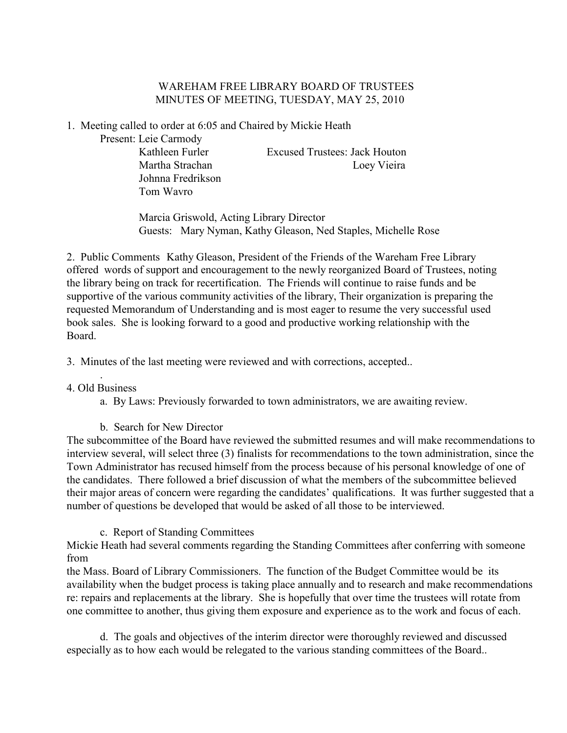# WAREHAM FREE LIBRARY BOARD OF TRUSTEES
## MINUTES OF MEETING, TUESDAY, MAY 25, 2010

1. Meeting called to order at 6:05 and Chaired by Mickie Heath

Present: Leie Carmody
Kathleen Furler
Martha Strachan
Johnna Fredrikson
Tom Wavro

Excused Trustees: Jack Houton
Loey Vieira

Marcia Griswold, Acting Library Director
Guests: Mary Nyman, Kathy Gleason, Ned Staples, Michelle Rose

2. Public Comments Kathy Gleason, President of the Friends of the Wareham Free Library offered words of support and encouragement to the newly reorganized Board of Trustees, noting the library being on track for recertification. The Friends will continue to raise funds and be supportive of the various community activities of the library, Their organization is preparing the requested Memorandum of Understanding and is most eager to resume the very successful used book sales. She is looking forward to a good and productive working relationship with the Board.

3. Minutes of the last meeting were reviewed and with corrections, accepted..

4. Old Business

a. By Laws: Previously forwarded to town administrators, we are awaiting review.

b. Search for New Director

The subcommittee of the Board have reviewed the submitted resumes and will make recommendations to interview several, will select three (3) finalists for recommendations to the town administration, since the Town Administrator has recused himself from the process because of his personal knowledge of one of the candidates. There followed a brief discussion of what the members of the subcommittee believed their major areas of concern were regarding the candidates' qualifications. It was further suggested that a number of questions be developed that would be asked of all those to be interviewed.

c. Report of Standing Committees

Mickie Heath had several comments regarding the Standing Committees after conferring with someone from the Mass. Board of Library Commissioners. The function of the Budget Committee would be its availability when the budget process is taking place annually and to research and make recommendations re: repairs and replacements at the library. She is hopefully that over time the trustees will rotate from one committee to another, thus giving them exposure and experience as to the work and focus of each.

d. The goals and objectives of the interim director were thoroughly reviewed and discussed especially as to how each would be relegated to the various standing committees of the Board..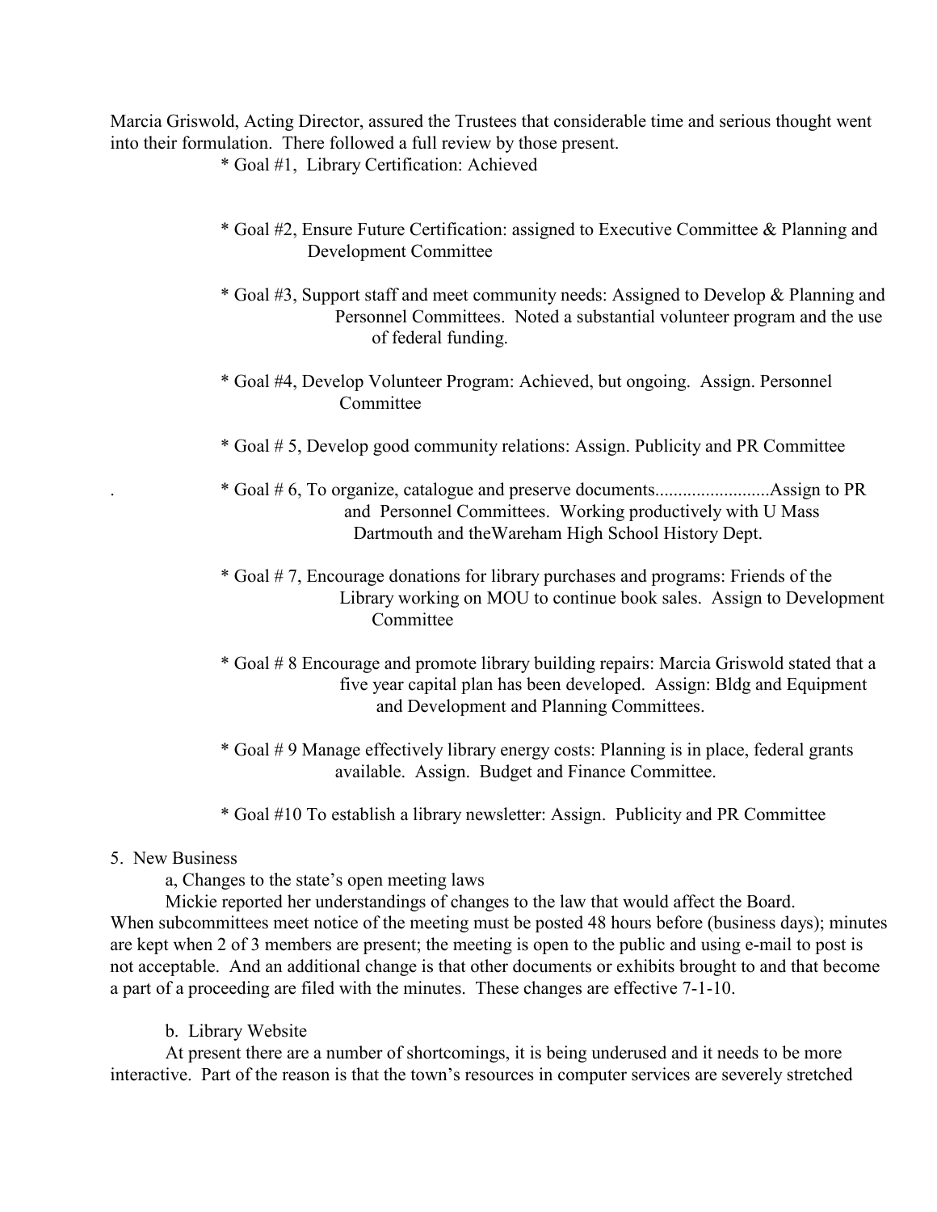Marcia Griswold, Acting Director, assured the Trustees that considerable time and serious thought went into their formulation. There followed a full review by those present.

* Goal #1, Library Certification: Achieved

* Goal #2, Ensure Future Certification: assigned to Executive Committee & Planning and Development Committee

* Goal #3, Support staff and meet community needs: Assigned to Develop & Planning and Personnel Committees. Noted a substantial volunteer program and the use of federal funding.

* Goal #4, Develop Volunteer Program: Achieved, but ongoing. Assign. Personnel Committee

* Goal # 5, Develop good community relations: Assign. Publicity and PR Committee

* Goal # 6, To organize, catalogue and preserve documents.........................Assign to PR and Personnel Committees. Working productively with U Mass Dartmouth and theWareham High School History Dept.

* Goal # 7, Encourage donations for library purchases and programs: Friends of the Library working on MOU to continue book sales. Assign to Development Committee

* Goal # 8 Encourage and promote library building repairs: Marcia Griswold stated that a five year capital plan has been developed. Assign: Bldg and Equipment and Development and Planning Committees.

* Goal # 9 Manage effectively library energy costs: Planning is in place, federal grants available. Assign. Budget and Finance Committee.

* Goal #10 To establish a library newsletter: Assign. Publicity and PR Committee

5. New Business

a, Changes to the state's open meeting laws

Mickie reported her understandings of changes to the law that would affect the Board. When subcommittees meet notice of the meeting must be posted 48 hours before (business days); minutes are kept when 2 of 3 members are present; the meeting is open to the public and using e-mail to post is not acceptable. And an additional change is that other documents or exhibits brought to and that become a part of a proceeding are filed with the minutes. These changes are effective 7-1-10.

b. Library Website

At present there are a number of shortcomings, it is being underused and it needs to be more interactive. Part of the reason is that the town's resources in computer services are severely stretched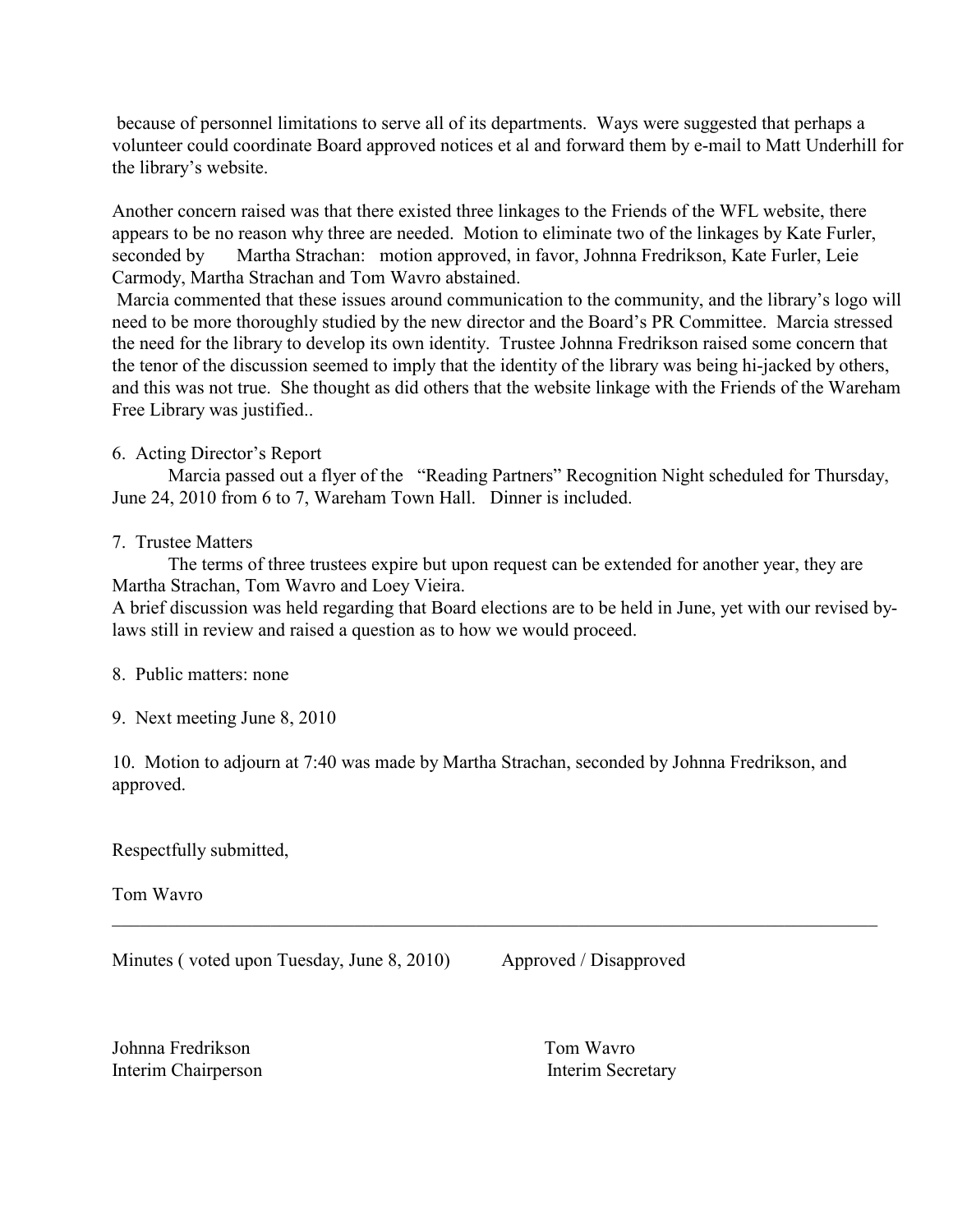because of personnel limitations to serve all of its departments. Ways were suggested that perhaps a volunteer could coordinate Board approved notices et al and forward them by e-mail to Matt Underhill for the library's website.

Another concern raised was that there existed three linkages to the Friends of the WFL website, there appears to be no reason why three are needed. Motion to eliminate two of the linkages by Kate Furler, seconded by Martha Strachan: motion approved, in favor, Johnna Fredrikson, Kate Furler, Leie Carmody, Martha Strachan and Tom Wavro abstained.

Marcia commented that these issues around communication to the community, and the library's logo will need to be more thoroughly studied by the new director and the Board's PR Committee. Marcia stressed the need for the library to develop its own identity. Trustee Johnna Fredrikson raised some concern that the tenor of the discussion seemed to imply that the identity of the library was being hi-jacked by others, and this was not true. She thought as did others that the website linkage with the Friends of the Wareham Free Library was justified..

6. Acting Director's Report

Marcia passed out a flyer of the "Reading Partners" Recognition Night scheduled for Thursday, June 24, 2010 from 6 to 7, Wareham Town Hall. Dinner is included.

7. Trustee Matters

The terms of three trustees expire but upon request can be extended for another year, they are Martha Strachan, Tom Wavro and Loey Vieira.

A brief discussion was held regarding that Board elections are to be held in June, yet with our revised by-laws still in review and raised a question as to how we would proceed.

8. Public matters: none

9. Next meeting June 8, 2010

10. Motion to adjourn at 7:40 was made by Martha Strachan, seconded by Johnna Fredrikson, and approved.

Respectfully submitted,

Tom Wavro

---

Minutes ( voted upon Tuesday, June 8, 2010)    Approved / Disapproved

Johnna Fredrikson
Interim Chairperson

Tom Wavro
Interim Secretary